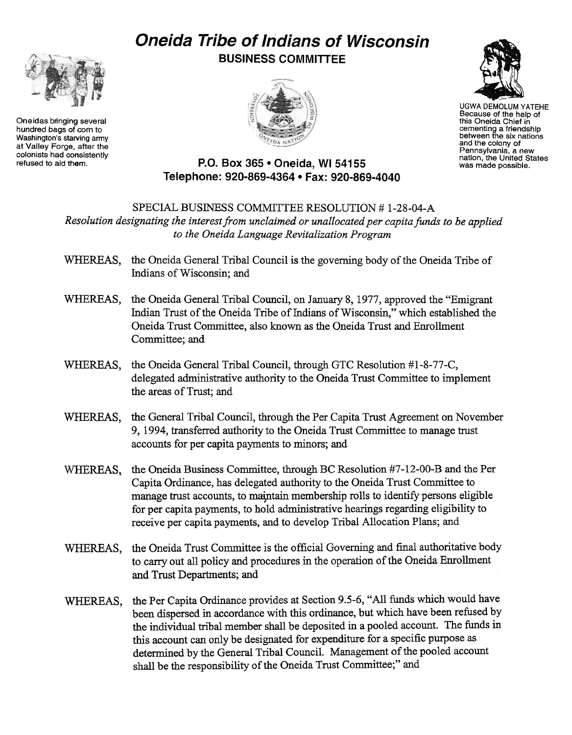# Oneida Tribe of Indians of Wisconsin

## BUSINESS COMMITTEE

Oneidas bringing several hundred bags of corn to Washington's starving army at Valley Forge, after the colonists had consistently refused to aid them.

UGWA DEMOLUM YATEHE
Because of the help of this Oneida Chief in cementing a friendship between the six nations and the colony of Pennsylvania, a new nation, the United States was made possible.

**P.O. Box 365 • Oneida, WI 54155**
**Telephone: 920-869-4364 • Fax: 920-869-4040**

SPECIAL BUSINESS COMMITTEE RESOLUTION # 1-28-04-A
*Resolution designating the interest from unclaimed or unallocated per capita funds to be applied to the Oneida Language Revitalization Program*

WHEREAS, the Oneida General Tribal Council is the governing body of the Oneida Tribe of Indians of Wisconsin; and

WHEREAS, the Oneida General Tribal Council, on January 8, 1977, approved the "Emigrant Indian Trust of the Oneida Tribe of Indians of Wisconsin," which established the Oneida Trust Committee, also known as the Oneida Trust and Enrollment Committee; and

WHEREAS, the Oneida General Tribal Council, through GTC Resolution #1-8-77-C, delegated administrative authority to the Oneida Trust Committee to implement the areas of Trust; and

WHEREAS, the General Tribal Council, through the Per Capita Trust Agreement on November 9, 1994, transferred authority to the Oneida Trust Committee to manage trust accounts for per capita payments to minors; and

WHEREAS, the Oneida Business Committee, through BC Resolution #7-12-00-B and the Per Capita Ordinance, has delegated authority to the Oneida Trust Committee to manage trust accounts, to maintain membership rolls to identify persons eligible for per capita payments, to hold administrative hearings regarding eligibility to receive per capita payments, and to develop Tribal Allocation Plans; and

WHEREAS, the Oneida Trust Committee is the official Governing and final authoritative body to carry out all policy and procedures in the operation of the Oneida Enrollment and Trust Departments; and

WHEREAS, the Per Capita Ordinance provides at Section 9.5-6, "All funds which would have been dispersed in accordance with this ordinance, but which have been refused by the individual tribal member shall be deposited in a pooled account. The funds in this account can only be designated for expenditure for a specific purpose as determined by the General Tribal Council. Management of the pooled account shall be the responsibility of the Oneida Trust Committee;" and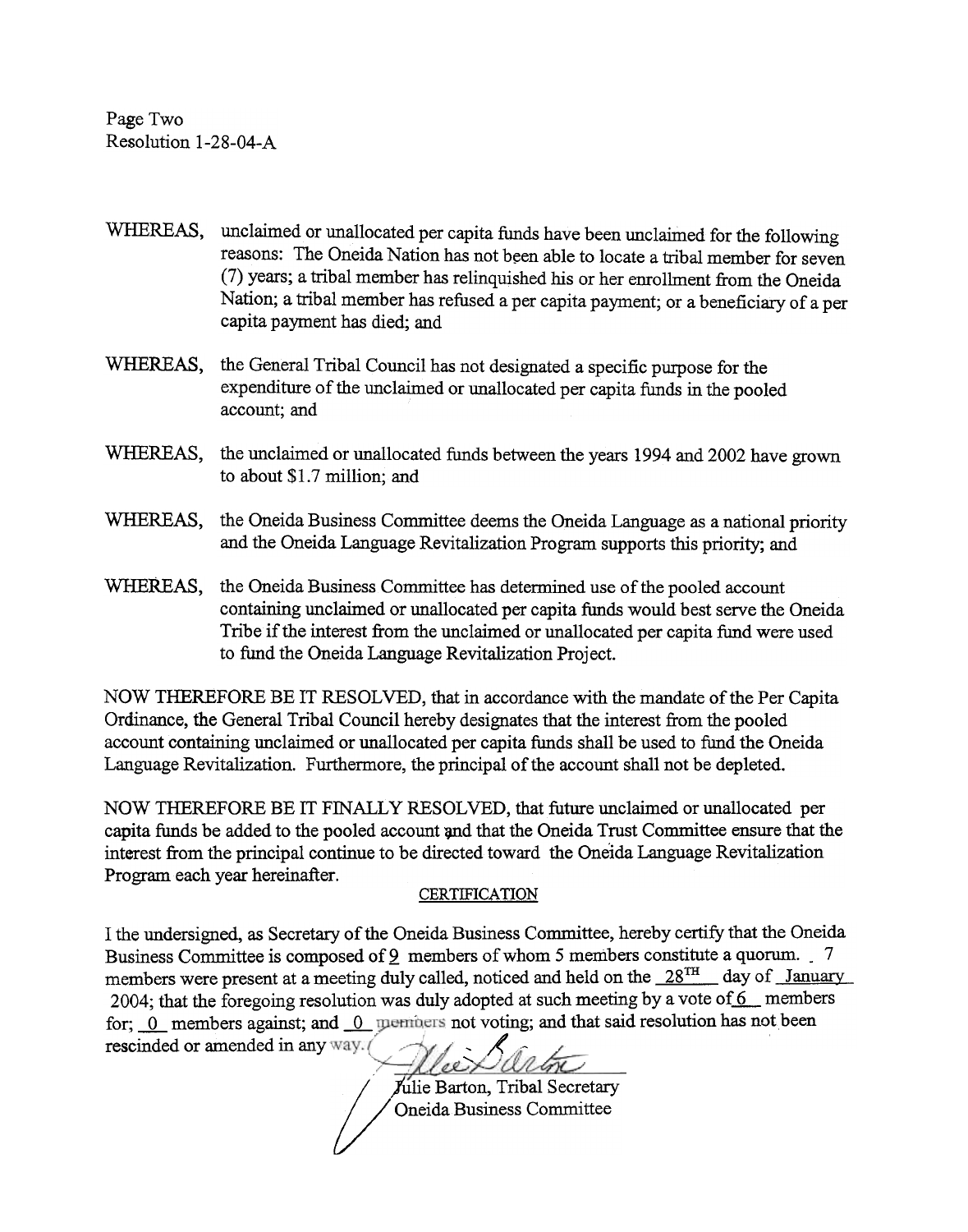Page Two
Resolution 1-28-04-A

WHEREAS, unclaimed or unallocated per capita funds have been unclaimed for the following reasons: The Oneida Nation has not been able to locate a tribal member for seven (7) years; a tribal member has relinquished his or her enrollment from the Oneida Nation; a tribal member has refused a per capita payment; or a beneficiary of a per capita payment has died; and

WHEREAS, the General Tribal Council has not designated a specific purpose for the expenditure of the unclaimed or unallocated per capita funds in the pooled account; and

WHEREAS, the unclaimed or unallocated funds between the years 1994 and 2002 have grown to about $1.7 million; and

WHEREAS, the Oneida Business Committee deems the Oneida Language as a national priority and the Oneida Language Revitalization Program supports this priority; and

WHEREAS, the Oneida Business Committee has determined use of the pooled account containing unclaimed or unallocated per capita funds would best serve the Oneida Tribe if the interest from the unclaimed or unallocated per capita fund were used to fund the Oneida Language Revitalization Project.

NOW THEREFORE BE IT RESOLVED, that in accordance with the mandate of the Per Capita Ordinance, the General Tribal Council hereby designates that the interest from the pooled account containing unclaimed or unallocated per capita funds shall be used to fund the Oneida Language Revitalization. Furthermore, the principal of the account shall not be depleted.

NOW THEREFORE BE IT FINALLY RESOLVED, that future unclaimed or unallocated per capita funds be added to the pooled account and that the Oneida Trust Committee ensure that the interest from the principal continue to be directed toward the Oneida Language Revitalization Program each year hereinafter.

CERTIFICATION

I the undersigned, as Secretary of the Oneida Business Committee, hereby certify that the Oneida Business Committee is composed of 9 members of whom 5 members constitute a quorum. 7 members were present at a meeting duly called, noticed and held on the 28TH day of January 2004; that the foregoing resolution was duly adopted at such meeting by a vote of 6 members for; 0 members against; and 0 members not voting; and that said resolution has not been rescinded or amended in any way.

Julie Barton, Tribal Secretary
Oneida Business Committee